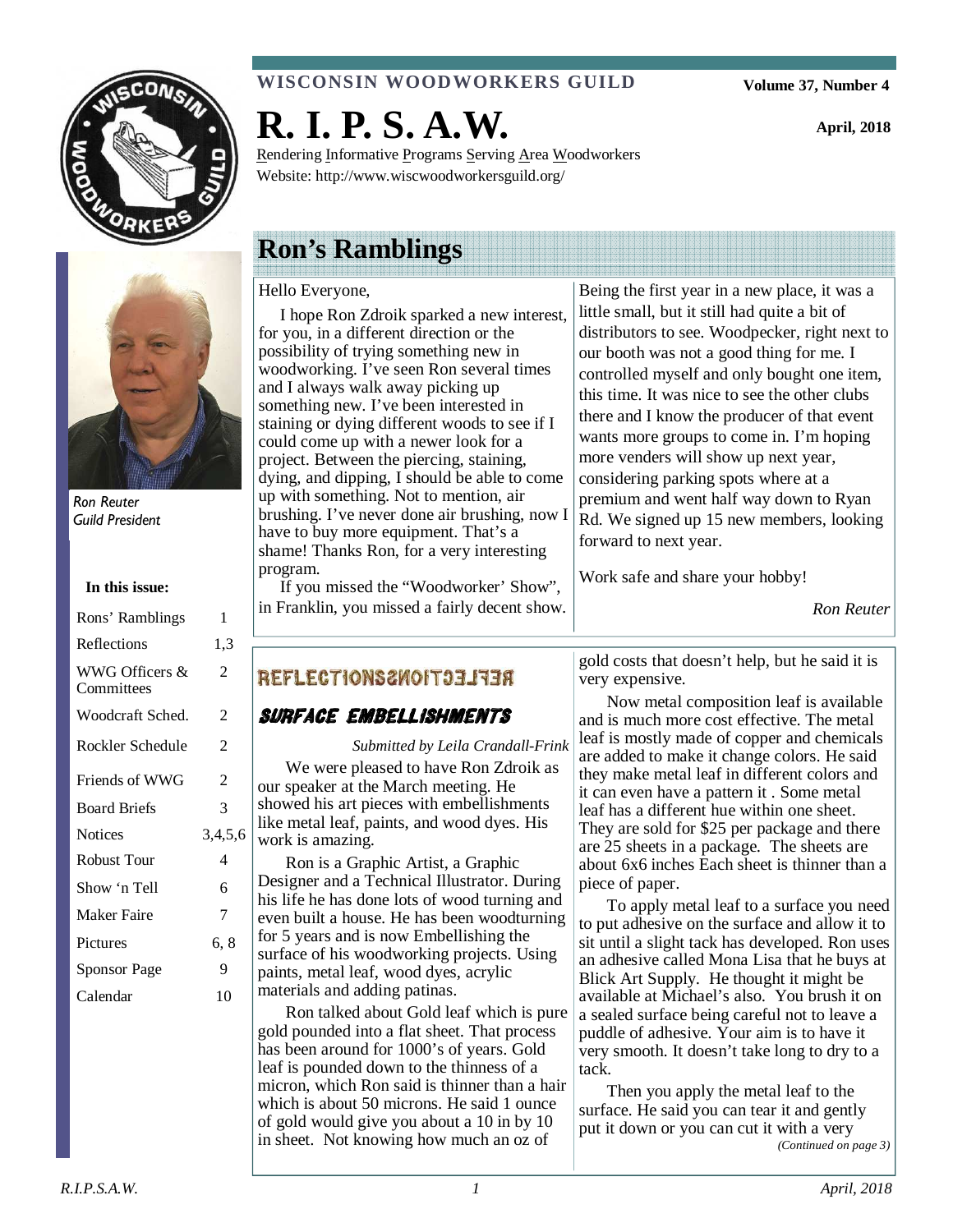**WISCONSIN WOODWORKERS GUILD**

Volume 37, Number 4

# R. I. P. S. A.W.

April, 2018

Rendering Informative Programs Serving Area Woodworkers
Website: http://www.wiscwoodworkersguild.org/

*Ron Reuter*
*Guild President*

**In this issue:**

| | |
|---|---|
| Rons' Ramblings | 1 |
| Reflections | 1,3 |
| WWG Officers & Committees | 2 |
| Woodcraft Sched. | 2 |
| Rockler Schedule | 2 |
| Friends of WWG | 2 |
| Board Briefs | 3 |
| Notices | 3,4,5,6 |
| Robust Tour | 4 |
| Show 'n Tell | 6 |
| Maker Faire | 7 |
| Pictures | 6, 8 |
| Sponsor Page | 9 |
| Calendar | 10 |

## Ron's Ramblings

Hello Everyone,

I hope Ron Zdroik sparked a new interest, for you, in a different direction or the possibility of trying something new in woodworking. I've seen Ron several times and I always walk away picking up something new. I've been interested in staining or dying different woods to see if I could come up with a newer look for a project. Between the piercing, staining, dying, and dipping, I should be able to come up with something. Not to mention, air brushing. I've never done air brushing, now I have to buy more equipment. That's a shame! Thanks Ron, for a very interesting program.

If you missed the "Woodworker' Show", in Franklin, you missed a fairly decent show. Being the first year in a new place, it was a little small, but it still had quite a bit of distributors to see. Woodpecker, right next to our booth was not a good thing for me. I controlled myself and only bought one item, this time. It was nice to see the other clubs there and I know the producer of that event wants more groups to come in. I'm hoping more venders will show up next year, considering parking spots where at a premium and went half way down to Ryan Rd. We signed up 15 new members, looking forward to next year.

Work safe and share your hobby!

*Ron Reuter*

## REFLECTIONS

### SURFACE EMBELLISHMENTS

*Submitted by Leila Crandall-Frink*

We were pleased to have Ron Zdroik as our speaker at the March meeting. He showed his art pieces with embellishments like metal leaf, paints, and wood dyes. His work is amazing.

Ron is a Graphic Artist, a Graphic Designer and a Technical Illustrator. During his life he has done lots of wood turning and even built a house. He has been woodturning for 5 years and is now Embellishing the surface of his woodworking projects. Using paints, metal leaf, wood dyes, acrylic materials and adding patinas.

Ron talked about Gold leaf which is pure gold pounded into a flat sheet. That process has been around for 1000's of years. Gold leaf is pounded down to the thinness of a micron, which Ron said is thinner than a hair which is about 50 microns. He said 1 ounce of gold would give you about a 10 in by 10 in sheet. Not knowing how much an oz of gold costs that doesn't help, but he said it is very expensive.

Now metal composition leaf is available and is much more cost effective. The metal leaf is mostly made of copper and chemicals are added to make it change colors. He said they make metal leaf in different colors and it can even have a pattern it . Some metal leaf has a different hue within one sheet. They are sold for $25 per package and there are 25 sheets in a package. The sheets are about 6x6 inches Each sheet is thinner than a piece of paper.

To apply metal leaf to a surface you need to put adhesive on the surface and allow it to sit until a slight tack has developed. Ron uses an adhesive called Mona Lisa that he buys at Blick Art Supply. He thought it might be available at Michael's also. You brush it on a sealed surface being careful not to leave a puddle of adhesive. Your aim is to have it very smooth. It doesn't take long to dry to a tack.

Then you apply the metal leaf to the surface. He said you can tear it and gently put it down or you can cut it with a very

*(Continued on page 3)*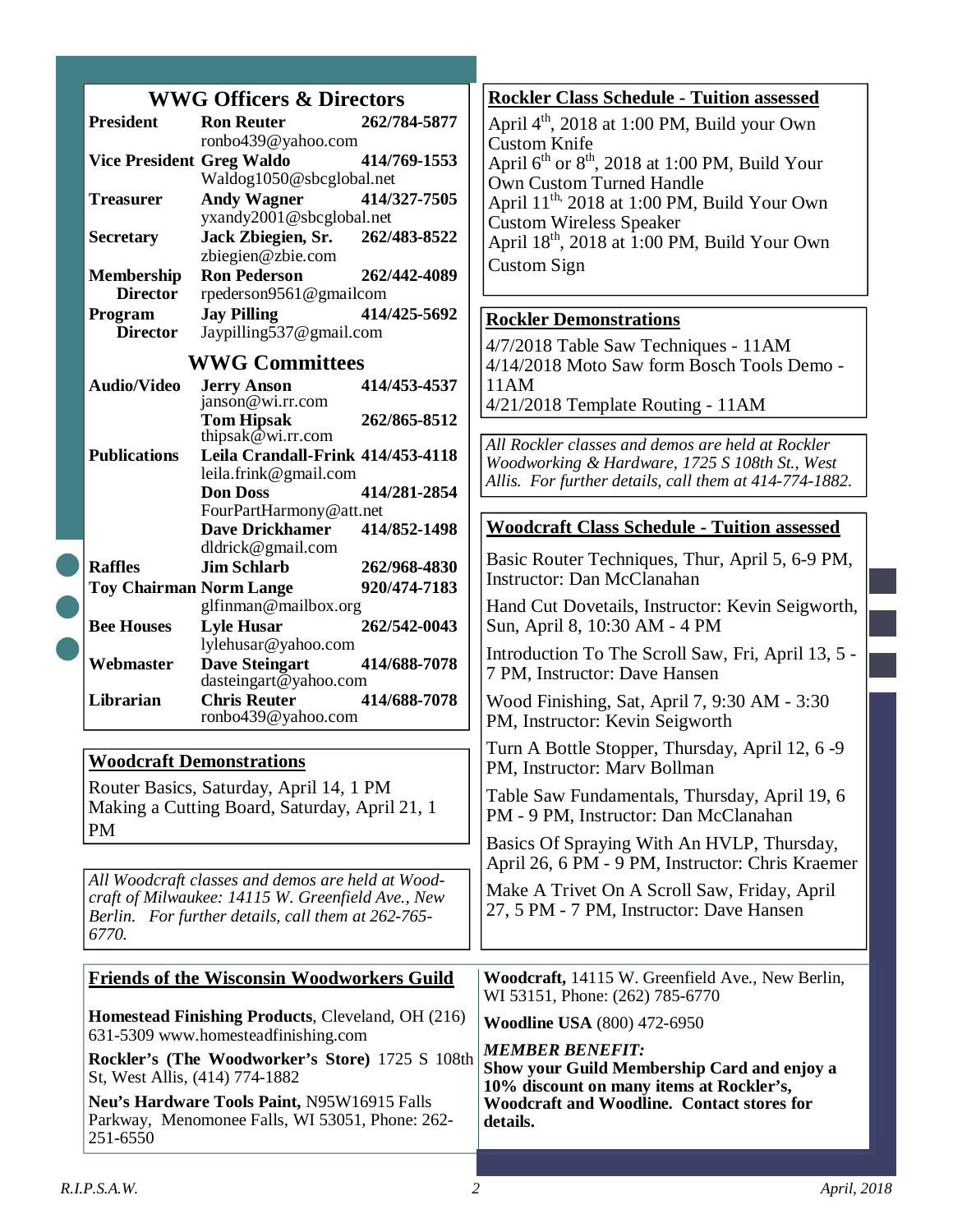## WWG Officers & Directors

| Position | Name | Phone |
|---|---|---|
| **President** | **Ron Reuter** ronbo439@yahoo.com | **262/784-5877** |
| **Vice President** | **Greg Waldo** Waldog1050@sbcglobal.net | **414/769-1553** |
| **Treasurer** | **Andy Wagner** yxandy2001@sbcglobal.net | **414/327-7505** |
| **Secretary** | **Jack Zbiegien, Sr.** zbiegien@zbie.com | **262/483-8522** |
| **Membership Director** | **Ron Pederson** rpederson9561@gmailcom | **262/442-4089** |
| **Program Director** | **Jay Pilling** Jaypilling537@gmail.com | **414/425-5692** |

## WWG Committees

| Committee | Name | Phone |
|---|---|---|
| **Audio/Video** | **Jerry Anson** janson@wi.rr.com | **414/453-4537** |
| | **Tom Hipsak** thipsak@wi.rr.com | **262/865-8512** |
| **Publications** | **Leila Crandall-Frink** leila.frink@gmail.com | **414/453-4118** |
| | **Don Doss** FourPartHarmony@att.net | **414/281-2854** |
| | **Dave Drickhamer** dldrick@gmail.com | **414/852-1498** |
| **Raffles** | **Jim Schlarb** | **262/968-4830** |
| **Toy Chairman** | **Norm Lange** glfinman@mailbox.org | **920/474-7183** |
| **Bee Houses** | **Lyle Husar** lylehusar@yahoo.com | **262/542-0043** |
| **Webmaster** | **Dave Steingart** dasteingart@yahoo.com | **414/688-7078** |
| **Librarian** | **Chris Reuter** ronbo439@yahoo.com | **414/688-7078** |

## Woodcraft Demonstrations

Router Basics, Saturday, April 14, 1 PM
Making a Cutting Board, Saturday, April 21, 1 PM

*All Woodcraft classes and demos are held at Woodcraft of Milwaukee: 14115 W. Greenfield Ave., New Berlin. For further details, call them at 262-765-6770.*

## Rockler Class Schedule - Tuition assessed

April 4th, 2018 at 1:00 PM, Build your Own Custom Knife
April 6th or 8th, 2018 at 1:00 PM, Build Your Own Custom Turned Handle
April 11th, 2018 at 1:00 PM, Build Your Own Custom Wireless Speaker
April 18th, 2018 at 1:00 PM, Build Your Own Custom Sign

## Rockler Demonstrations

4/7/2018 Table Saw Techniques - 11AM
4/14/2018 Moto Saw form Bosch Tools Demo - 11AM
4/21/2018 Template Routing - 11AM

*All Rockler classes and demos are held at Rockler Woodworking & Hardware, 1725 S 108th St., West Allis. For further details, call them at 414-774-1882.*

## Woodcraft Class Schedule - Tuition assessed

Basic Router Techniques, Thur, April 5, 6-9 PM, Instructor: Dan McClanahan

Hand Cut Dovetails, Instructor: Kevin Seigworth, Sun, April 8, 10:30 AM - 4 PM

Introduction To The Scroll Saw, Fri, April 13, 5 - 7 PM, Instructor: Dave Hansen

Wood Finishing, Sat, April 7, 9:30 AM - 3:30 PM, Instructor: Kevin Seigworth

Turn A Bottle Stopper, Thursday, April 12, 6 -9 PM, Instructor: Marv Bollman

Table Saw Fundamentals, Thursday, April 19, 6 PM - 9 PM, Instructor: Dan McClanahan

Basics Of Spraying With An HVLP, Thursday, April 26, 6 PM - 9 PM, Instructor: Chris Kraemer

Make A Trivet On A Scroll Saw, Friday, April 27, 5 PM - 7 PM, Instructor: Dave Hansen

## Friends of the Wisconsin Woodworkers Guild

**Homestead Finishing Products**, Cleveland, OH (216) 631-5309 www.homesteadfinishing.com

**Rockler's (The Woodworker's Store)** 1725 S 108th St, West Allis, (414) 774-1882

**Neu's Hardware Tools Paint,** N95W16915 Falls Parkway, Menomonee Falls, WI 53051, Phone: 262-251-6550

**Woodcraft,** 14115 W. Greenfield Ave., New Berlin, WI 53151, Phone: (262) 785-6770

**Woodline USA** (800) 472-6950

***MEMBER BENEFIT:***
**Show your Guild Membership Card and enjoy a 10% discount on many items at Rockler's, Woodcraft and Woodline. Contact stores for details.**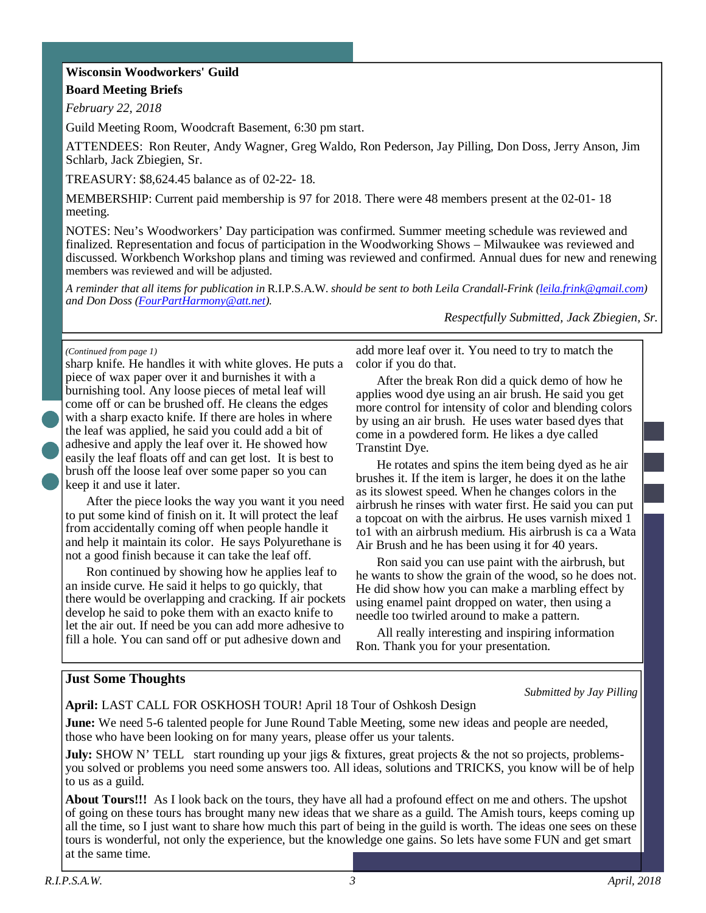**Wisconsin Woodworkers' Guild**

**Board Meeting Briefs**

*February 22, 2018*

Guild Meeting Room, Woodcraft Basement, 6:30 pm start.

ATTENDEES: Ron Reuter, Andy Wagner, Greg Waldo, Ron Pederson, Jay Pilling, Don Doss, Jerry Anson, Jim Schlarb, Jack Zbiegien, Sr.

TREASURY: $8,624.45 balance as of 02-22- 18.

MEMBERSHIP: Current paid membership is 97 for 2018. There were 48 members present at the 02-01- 18 meeting.

NOTES: Neu's Woodworkers' Day participation was confirmed. Summer meeting schedule was reviewed and finalized. Representation and focus of participation in the Woodworking Shows – Milwaukee was reviewed and discussed. Workbench Workshop plans and timing was reviewed and confirmed. Annual dues for new and renewing members was reviewed and will be adjusted.

*A reminder that all items for publication in* R.I.P.S.A.W. *should be sent to both Leila Crandall-Frink (leila.frink@gmail.com) and Don Doss (FourPartHarmony@att.net).*

*Respectfully Submitted, Jack Zbiegien, Sr.*

*(Continued from page 1)*

sharp knife. He handles it with white gloves. He puts a piece of wax paper over it and burnishes it with a burnishing tool. Any loose pieces of metal leaf will come off or can be brushed off. He cleans the edges with a sharp exacto knife. If there are holes in where the leaf was applied, he said you could add a bit of adhesive and apply the leaf over it. He showed how easily the leaf floats off and can get lost. It is best to brush off the loose leaf over some paper so you can keep it and use it later.

After the piece looks the way you want it you need to put some kind of finish on it. It will protect the leaf from accidentally coming off when people handle it and help it maintain its color. He says Polyurethane is not a good finish because it can take the leaf off.

Ron continued by showing how he applies leaf to an inside curve. He said it helps to go quickly, that there would be overlapping and cracking. If air pockets develop he said to poke them with an exacto knife to let the air out. If need be you can add more adhesive to fill a hole. You can sand off or put adhesive down and add more leaf over it. You need to try to match the color if you do that.

After the break Ron did a quick demo of how he applies wood dye using an air brush. He said you get more control for intensity of color and blending colors by using an air brush. He uses water based dyes that come in a powdered form. He likes a dye called Transtint Dye.

He rotates and spins the item being dyed as he air brushes it. If the item is larger, he does it on the lathe as its slowest speed. When he changes colors in the airbrush he rinses with water first. He said you can put a topcoat on with the airbrus. He uses varnish mixed 1 to1 with an airbrush medium. His airbrush is ca a Wata Air Brush and he has been using it for 40 years.

Ron said you can use paint with the airbrush, but he wants to show the grain of the wood, so he does not. He did show how you can make a marbling effect by using enamel paint dropped on water, then using a needle too twirled around to make a pattern.

All really interesting and inspiring information Ron. Thank you for your presentation.

## Just Some Thoughts

*Submitted by Jay Pilling*

**April:** LAST CALL FOR OSKHOSH TOUR! April 18 Tour of Oshkosh Design

**June:** We need 5-6 talented people for June Round Table Meeting, some new ideas and people are needed, those who have been looking on for many years, please offer us your talents.

**July:** SHOW N' TELL start rounding up your jigs & fixtures, great projects & the not so projects, problems- you solved or problems you need some answers too. All ideas, solutions and TRICKS, you know will be of help to us as a guild.

**About Tours!!!** As I look back on the tours, they have all had a profound effect on me and others. The upshot of going on these tours has brought many new ideas that we share as a guild. The Amish tours, keeps coming up all the time, so I just want to share how much this part of being in the guild is worth. The ideas one sees on these tours is wonderful, not only the experience, but the knowledge one gains. So lets have some FUN and get smart at the same time.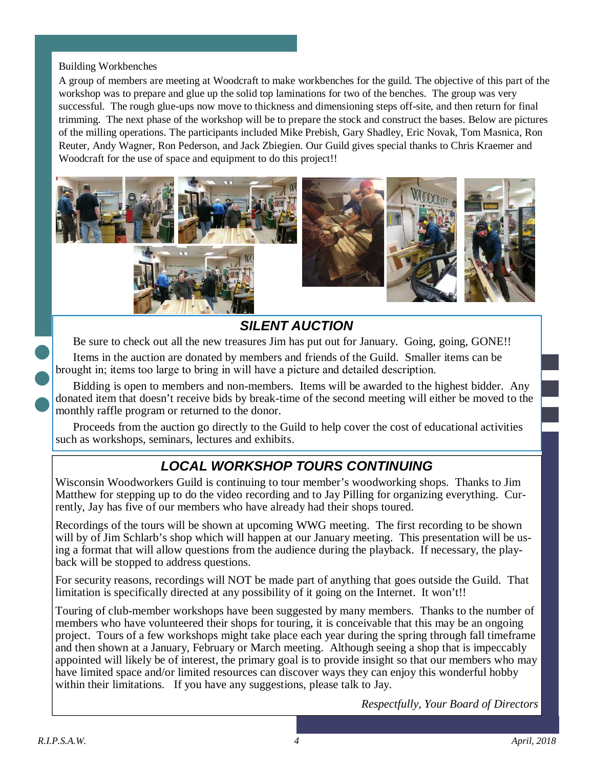## Building Workbenches

A group of members are meeting at Woodcraft to make workbenches for the guild. The objective of this part of the workshop was to prepare and glue up the solid top laminations for two of the benches. The group was very successful. The rough glue-ups now move to thickness and dimensioning steps off-site, and then return for final trimming. The next phase of the workshop will be to prepare the stock and construct the bases. Below are pictures of the milling operations. The participants included Mike Prebish, Gary Shadley, Eric Novak, Tom Masnica, Ron Reuter, Andy Wagner, Ron Pederson, and Jack Zbiegien. Our Guild gives special thanks to Chris Kraemer and Woodcraft for the use of space and equipment to do this project!!

## *SILENT AUCTION*

Be sure to check out all the new treasures Jim has put out for January. Going, going, GONE!!

Items in the auction are donated by members and friends of the Guild. Smaller items can be brought in; items too large to bring in will have a picture and detailed description.

Bidding is open to members and non-members. Items will be awarded to the highest bidder. Any donated item that doesn't receive bids by break-time of the second meeting will either be moved to the monthly raffle program or returned to the donor.

Proceeds from the auction go directly to the Guild to help cover the cost of educational activities such as workshops, seminars, lectures and exhibits.

## *LOCAL WORKSHOP TOURS CONTINUING*

Wisconsin Woodworkers Guild is continuing to tour member's woodworking shops. Thanks to Jim Matthew for stepping up to do the video recording and to Jay Pilling for organizing everything. Currently, Jay has five of our members who have already had their shops toured.

Recordings of the tours will be shown at upcoming WWG meeting. The first recording to be shown will by of Jim Schlarb's shop which will happen at our January meeting. This presentation will be using a format that will allow questions from the audience during the playback. If necessary, the playback will be stopped to address questions.

For security reasons, recordings will NOT be made part of anything that goes outside the Guild. That limitation is specifically directed at any possibility of it going on the Internet. It won't!!

Touring of club-member workshops have been suggested by many members. Thanks to the number of members who have volunteered their shops for touring, it is conceivable that this may be an ongoing project. Tours of a few workshops might take place each year during the spring through fall timeframe and then shown at a January, February or March meeting. Although seeing a shop that is impeccably appointed will likely be of interest, the primary goal is to provide insight so that our members who may have limited space and/or limited resources can discover ways they can enjoy this wonderful hobby within their limitations. If you have any suggestions, please talk to Jay.

*Respectfully, Your Board of Directors*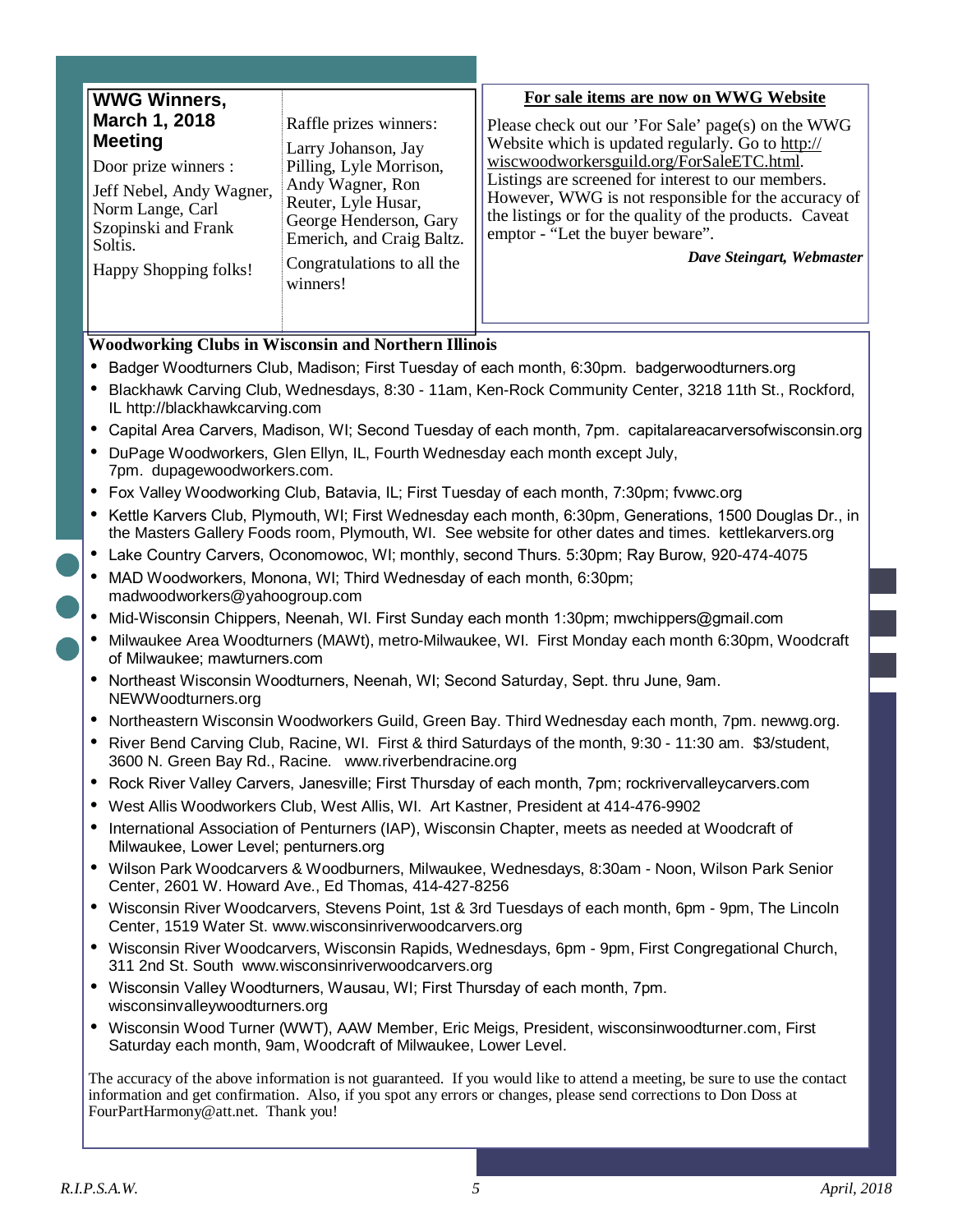## WWG Winners, March 1, 2018 Meeting

Door prize winners :

Jeff Nebel, Andy Wagner, Norm Lange, Carl Szopinski and Frank Soltis.

Happy Shopping folks!

Raffle prizes winners:

Larry Johanson, Jay Pilling, Lyle Morrison, Andy Wagner, Ron Reuter, Lyle Husar, George Henderson, Gary Emerich, and Craig Baltz.

Congratulations to all the winners!

## For sale items are now on WWG Website

Please check out our 'For Sale' page(s) on the WWG Website which is updated regularly. Go to http://wiscwoodworkersguild.org/ForSaleETC.html. Listings are screened for interest to our members. However, WWG is not responsible for the accuracy of the listings or for the quality of the products. Caveat emptor - "Let the buyer beware".

***Dave Steingart, Webmaster***

## Woodworking Clubs in Wisconsin and Northern Illinois

- Badger Woodturners Club, Madison; First Tuesday of each month, 6:30pm. badgerwoodturners.org
- Blackhawk Carving Club, Wednesdays, 8:30 - 11am, Ken-Rock Community Center, 3218 11th St., Rockford, IL http://blackhawkcarving.com
- Capital Area Carvers, Madison, WI; Second Tuesday of each month, 7pm. capitalareacarversofwisconsin.org
- DuPage Woodworkers, Glen Ellyn, IL, Fourth Wednesday each month except July, 7pm. dupagewoodworkers.com.
- Fox Valley Woodworking Club, Batavia, IL; First Tuesday of each month, 7:30pm; fvwwc.org
- Kettle Karvers Club, Plymouth, WI; First Wednesday each month, 6:30pm, Generations, 1500 Douglas Dr., in the Masters Gallery Foods room, Plymouth, WI. See website for other dates and times. kettlekarvers.org
- Lake Country Carvers, Oconomowoc, WI; monthly, second Thurs. 5:30pm; Ray Burow, 920-474-4075
- MAD Woodworkers, Monona, WI; Third Wednesday of each month, 6:30pm; madwoodworkers@yahoogroup.com
- Mid-Wisconsin Chippers, Neenah, WI. First Sunday each month 1:30pm; mwchippers@gmail.com
- Milwaukee Area Woodturners (MAWt), metro-Milwaukee, WI. First Monday each month 6:30pm, Woodcraft of Milwaukee; mawturners.com
- Northeast Wisconsin Woodturners, Neenah, WI; Second Saturday, Sept. thru June, 9am. NEWWoodturners.org
- Northeastern Wisconsin Woodworkers Guild, Green Bay. Third Wednesday each month, 7pm. newwg.org.
- River Bend Carving Club, Racine, WI. First & third Saturdays of the month, 9:30 - 11:30 am. $3/student, 3600 N. Green Bay Rd., Racine. www.riverbendracine.org
- Rock River Valley Carvers, Janesville; First Thursday of each month, 7pm; rockrivervalleycarvers.com
- West Allis Woodworkers Club, West Allis, WI. Art Kastner, President at 414-476-9902
- International Association of Penturners (IAP), Wisconsin Chapter, meets as needed at Woodcraft of Milwaukee, Lower Level; penturners.org
- Wilson Park Woodcarvers & Woodburners, Milwaukee, Wednesdays, 8:30am - Noon, Wilson Park Senior Center, 2601 W. Howard Ave., Ed Thomas, 414-427-8256
- Wisconsin River Woodcarvers, Stevens Point, 1st & 3rd Tuesdays of each month, 6pm - 9pm, The Lincoln Center, 1519 Water St. www.wisconsinriverwoodcarvers.org
- Wisconsin River Woodcarvers, Wisconsin Rapids, Wednesdays, 6pm - 9pm, First Congregational Church, 311 2nd St. South www.wisconsinriverwoodcarvers.org
- Wisconsin Valley Woodturners, Wausau, WI; First Thursday of each month, 7pm. wisconsinvalleywoodturners.org
- Wisconsin Wood Turner (WWT), AAW Member, Eric Meigs, President, wisconsinwoodturner.com, First Saturday each month, 9am, Woodcraft of Milwaukee, Lower Level.

The accuracy of the above information is not guaranteed. If you would like to attend a meeting, be sure to use the contact information and get confirmation. Also, if you spot any errors or changes, please send corrections to Don Doss at FourPartHarmony@att.net. Thank you!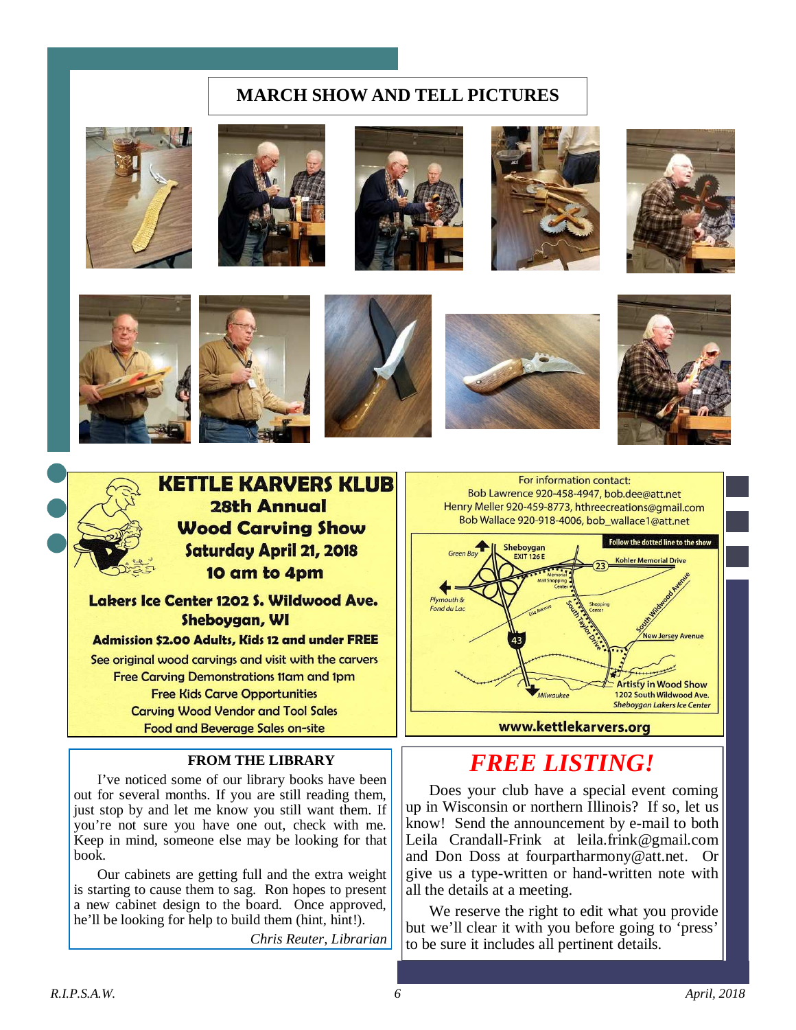## MARCH SHOW AND TELL PICTURES

# KETTLE KARVERS KLUB

**28th Annual**
**Wood Carving Show**
**Saturday April 21, 2018**
**10 am to 4pm**

**Lakers Ice Center 1202 S. Wildwood Ave.**
**Sheboygan, WI**

**Admission $2.00 Adults, Kids 12 and under FREE**

See original wood carvings and visit with the carvers
Free Carving Demonstrations 11am and 1pm
Free Kids Carve Opportunities
Carving Wood Vendor and Tool Sales
Food and Beverage Sales on-site

For information contact:
Bob Lawrence 920-458-4947, bob.dee@att.net
Henry Meller 920-459-8773, hthreecreations@gmail.com
Bob Wallace 920-918-4006, bob_wallace1@att.net

Follow the dotted line to the show

Green Bay · Sheboygan EXIT 126 E · 23 · Kohler Memorial Drive · Memorial Mall Shopping Center · Plymouth & Fond du Lac · Erie Avenue · South Taylor Drive · Shopping Center · South Wildwood Avenue · New Jersey Avenue · 43 · Milwaukee · Artistry in Wood Show 1202 South Wildwood Ave. Sheboygan Lakers Ice Center

**www.kettlekarvers.org**

### FROM THE LIBRARY

I've noticed some of our library books have been out for several months. If you are still reading them, just stop by and let me know you still want them. If you're not sure you have one out, check with me. Keep in mind, someone else may be looking for that book.

Our cabinets are getting full and the extra weight is starting to cause them to sag. Ron hopes to present a new cabinet design to the board. Once approved, he'll be looking for help to build them (hint, hint!).

*Chris Reuter, Librarian*

## *FREE LISTING!*

Does your club have a special event coming up in Wisconsin or northern Illinois? If so, let us know! Send the announcement by e-mail to both Leila Crandall-Frink at leila.frink@gmail.com and Don Doss at fourpartharmony@att.net. Or give us a type-written or hand-written note with all the details at a meeting.

We reserve the right to edit what you provide but we'll clear it with you before going to 'press' to be sure it includes all pertinent details.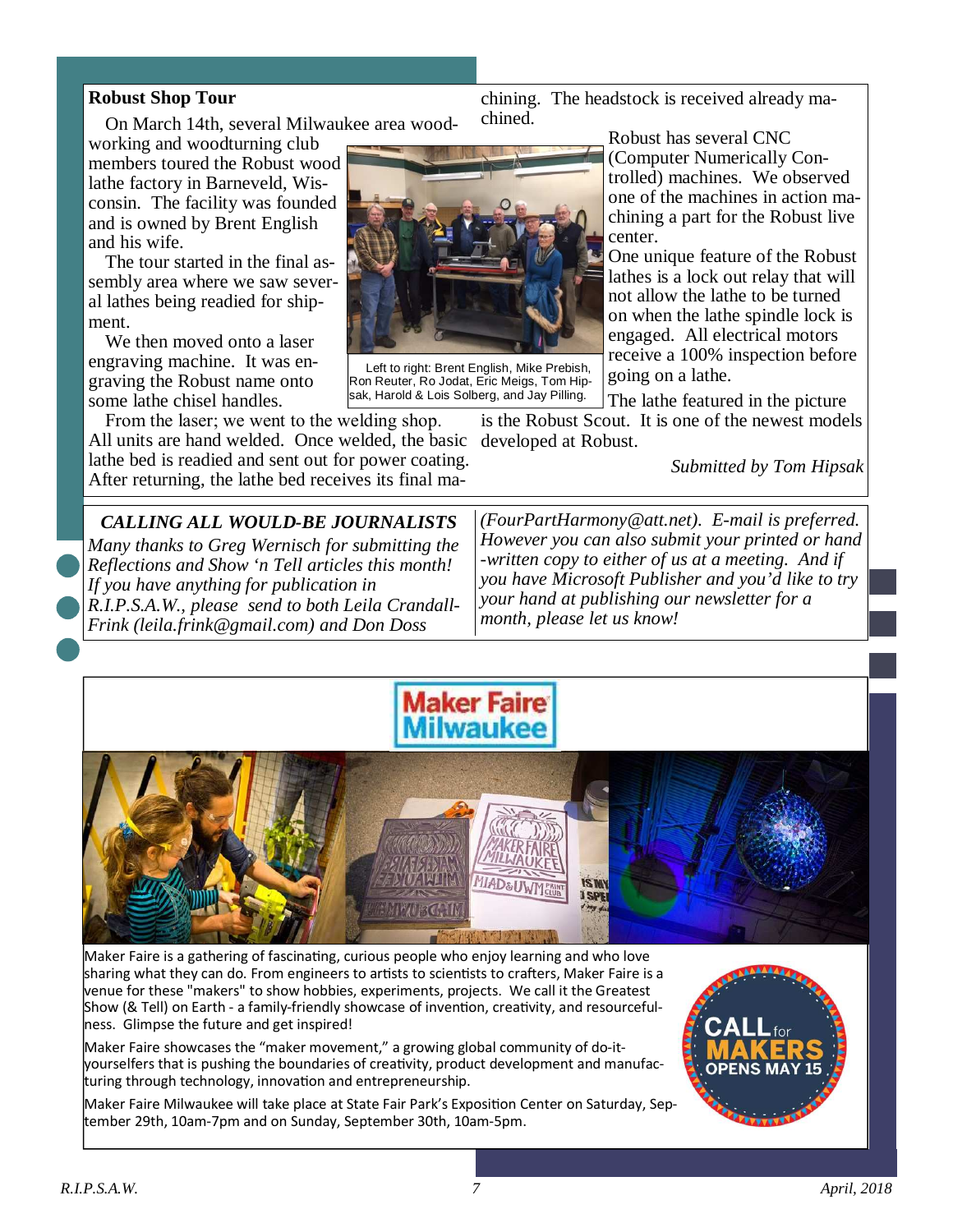## Robust Shop Tour

On March 14th, several Milwaukee area woodworking and woodturning club members toured the Robust wood lathe factory in Barneveld, Wisconsin. The facility was founded and is owned by Brent English and his wife.

The tour started in the final assembly area where we saw several lathes being readied for shipment.

We then moved onto a laser engraving machine. It was engraving the Robust name onto some lathe chisel handles.

From the laser; we went to the welding shop. All units are hand welded. Once welded, the basic lathe bed is readied and sent out for power coating. After returning, the lathe bed receives its final machining. The headstock is received already machined.

Left to right: Brent English, Mike Prebish, Ron Reuter, Ro Jodat, Eric Meigs, Tom Hipsak, Harold & Lois Solberg, and Jay Pilling.

Robust has several CNC (Computer Numerically Controlled) machines. We observed one of the machines in action machining a part for the Robust live center.

One unique feature of the Robust lathes is a lock out relay that will not allow the lathe to be turned on when the lathe spindle lock is engaged. All electrical motors receive a 100% inspection before going on a lathe.

The lathe featured in the picture is the Robust Scout. It is one of the newest models developed at Robust.

*Submitted by Tom Hipsak*

***CALLING ALL WOULD-BE JOURNALISTS***

*Many thanks to Greg Wernisch for submitting the Reflections and Show 'n Tell articles this month! If you have anything for publication in R.I.P.S.A.W., please send to both Leila Crandall-Frink (leila.frink@gmail.com) and Don Doss (FourPartHarmony@att.net). E-mail is preferred. However you can also submit your printed or hand-written copy to either of us at a meeting. And if you have Microsoft Publisher and you'd like to try your hand at publishing our newsletter for a month, please let us know!*

## Maker Faire Milwaukee

Maker Faire is a gathering of fascinating, curious people who enjoy learning and who love sharing what they can do. From engineers to artists to scientists to crafters, Maker Faire is a venue for these "makers" to show hobbies, experiments, projects. We call it the Greatest Show (& Tell) on Earth - a family-friendly showcase of invention, creativity, and resourcefulness. Glimpse the future and get inspired!

Maker Faire showcases the "maker movement," a growing global community of do-it-yourselfers that is pushing the boundaries of creativity, product development and manufacturing through technology, innovation and entrepreneurship.

Maker Faire Milwaukee will take place at State Fair Park's Exposition Center on Saturday, September 29th, 10am-7pm and on Sunday, September 30th, 10am-5pm.

CALL for MAKERS OPENS MAY 15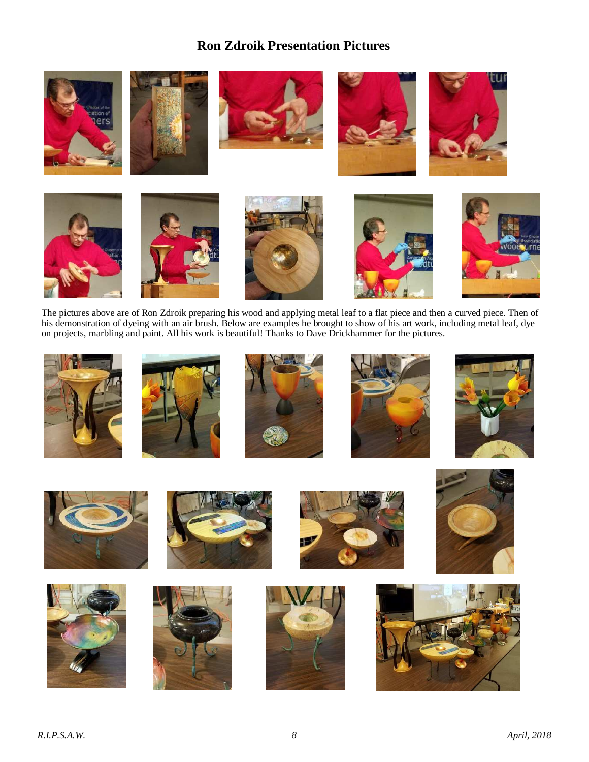# Ron Zdroik Presentation Pictures

The pictures above are of Ron Zdroik preparing his wood and applying metal leaf to a flat piece and then a curved piece. Then of his demonstration of dyeing with an air brush. Below are examples he brought to show of his art work, including metal leaf, dye on projects, marbling and paint. All his work is beautiful! Thanks to Dave Drickhammer for the pictures.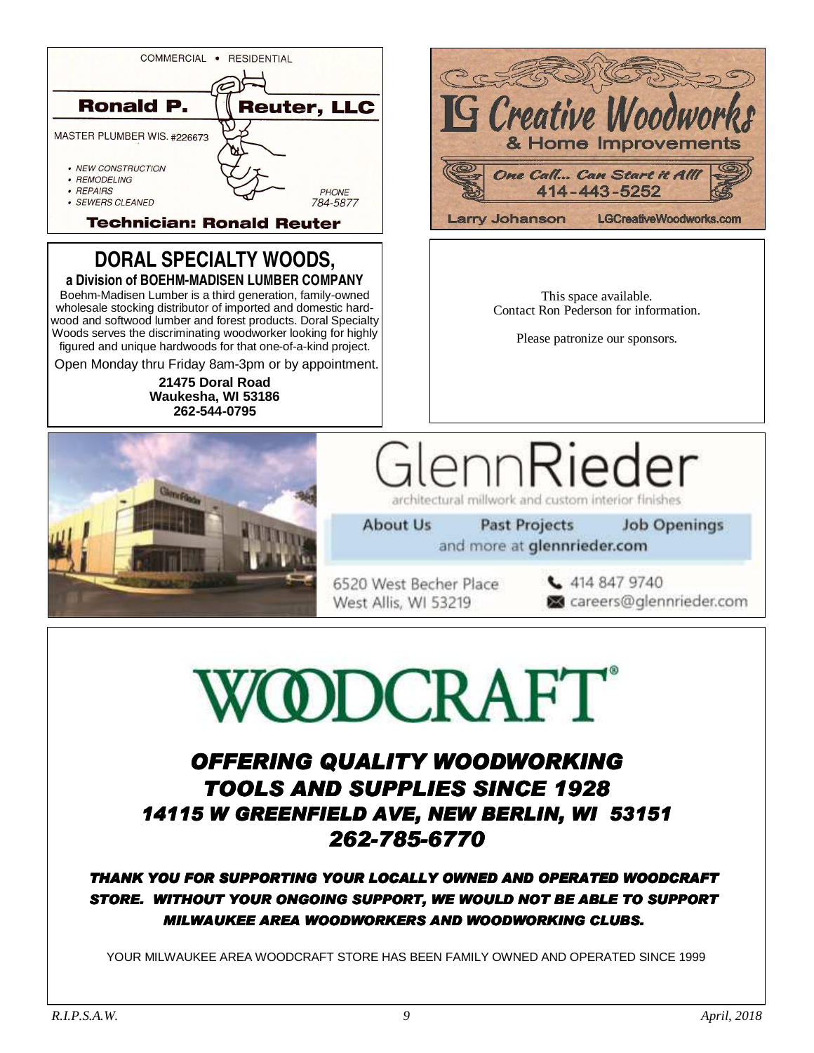COMMERCIAL • RESIDENTIAL

**Ronald P. Reuter, LLC**

MASTER PLUMBER WIS. #226673

- NEW CONSTRUCTION
- REMODELING
- REPAIRS
- SEWERS CLEANED

PHONE 784-5877

**Technician: Ronald Reuter**

---

**LG Creative Woodworks & Home Improvements**

*One Call... Can Start it All!*
414-443-5252

Larry Johanson    LGCreativeWoodworks.com

---

## DORAL SPECIALTY WOODS,

**a Division of BOEHM-MADISEN LUMBER COMPANY**

Boehm-Madisen Lumber is a third generation, family-owned wholesale stocking distributor of imported and domestic hardwood and softwood lumber and forest products. Doral Specialty Woods serves the discriminating woodworker looking for highly figured and unique hardwoods for that one-of-a-kind project.

Open Monday thru Friday 8am-3pm or by appointment.

**21475 Doral Road**
**Waukesha, WI 53186**
**262-544-0795**

---

This space available.
Contact Ron Pederson for information.

Please patronize our sponsors.

---

# GlennRieder

architectural millwork and custom interior finishes

About Us    Past Projects    Job Openings
and more at **glennrieder.com**

6520 West Becher Place
West Allis, WI 53219

414 847 9740
careers@glennrieder.com

---

# WOODCRAFT®

## *OFFERING QUALITY WOODWORKING TOOLS AND SUPPLIES SINCE 1928*
## *14115 W GREENFIELD AVE, NEW BERLIN, WI 53151*
## *262-785-6770*

***THANK YOU FOR SUPPORTING YOUR LOCALLY OWNED AND OPERATED WOODCRAFT STORE. WITHOUT YOUR ONGOING SUPPORT, WE WOULD NOT BE ABLE TO SUPPORT MILWAUKEE AREA WOODWORKERS AND WOODWORKING CLUBS.***

YOUR MILWAUKEE AREA WOODCRAFT STORE HAS BEEN FAMILY OWNED AND OPERATED SINCE 1999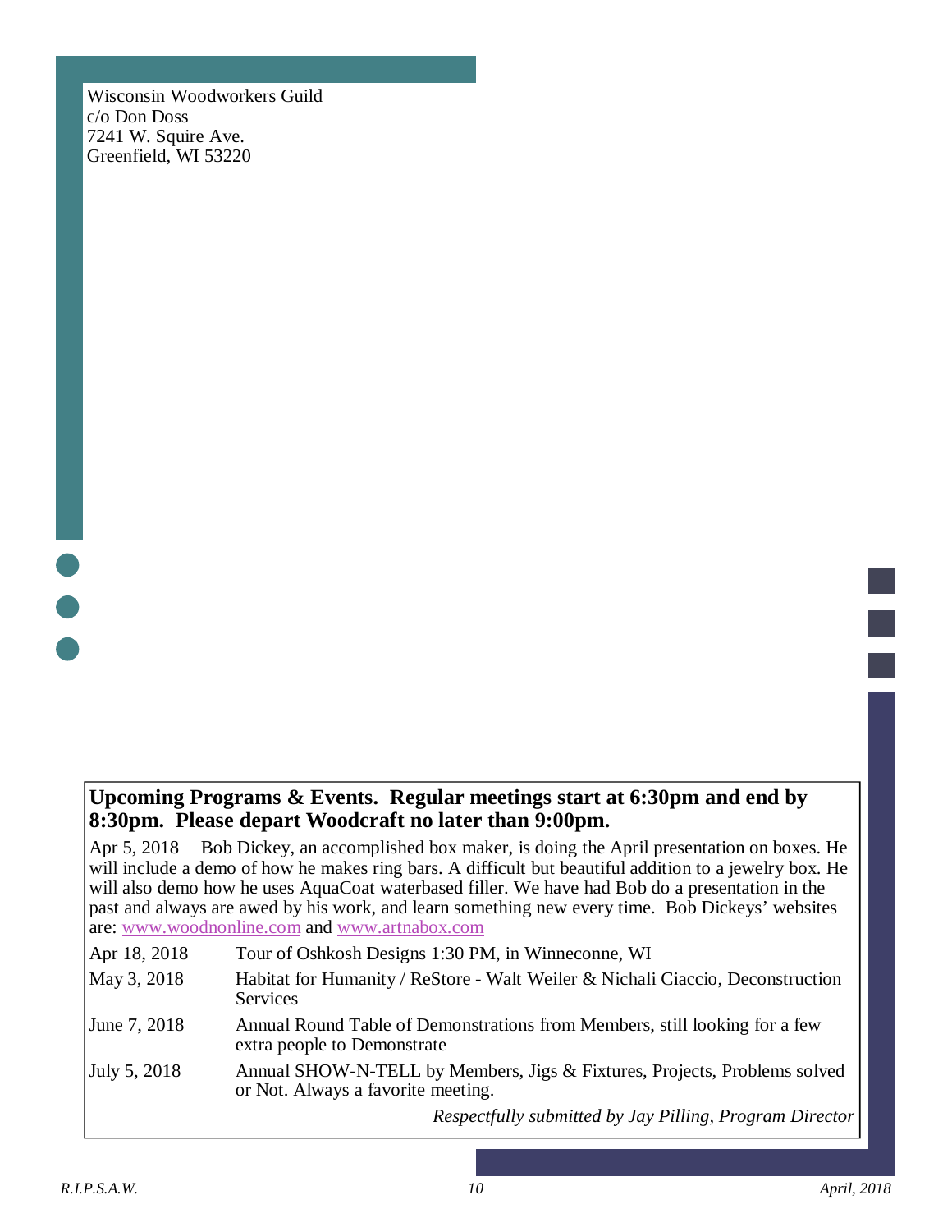Wisconsin Woodworkers Guild
c/o Don Doss
7241 W. Squire Ave.
Greenfield, WI 53220

**Upcoming Programs & Events. Regular meetings start at 6:30pm and end by 8:30pm. Please depart Woodcraft no later than 9:00pm.**

Apr 5, 2018 Bob Dickey, an accomplished box maker, is doing the April presentation on boxes. He will include a demo of how he makes ring bars. A difficult but beautiful addition to a jewelry box. He will also demo how he uses AquaCoat waterbased filler. We have had Bob do a presentation in the past and always are awed by his work, and learn something new every time. Bob Dickeys' websites are: www.woodnonline.com and www.artnabox.com

| | |
|---|---|
| Apr 18, 2018 | Tour of Oshkosh Designs 1:30 PM, in Winneconne, WI |
| May 3, 2018 | Habitat for Humanity / ReStore - Walt Weiler & Nichali Ciaccio, Deconstruction Services |
| June 7, 2018 | Annual Round Table of Demonstrations from Members, still looking for a few extra people to Demonstrate |
| July 5, 2018 | Annual SHOW-N-TELL by Members, Jigs & Fixtures, Projects, Problems solved or Not. Always a favorite meeting. |

*Respectfully submitted by Jay Pilling, Program Director*